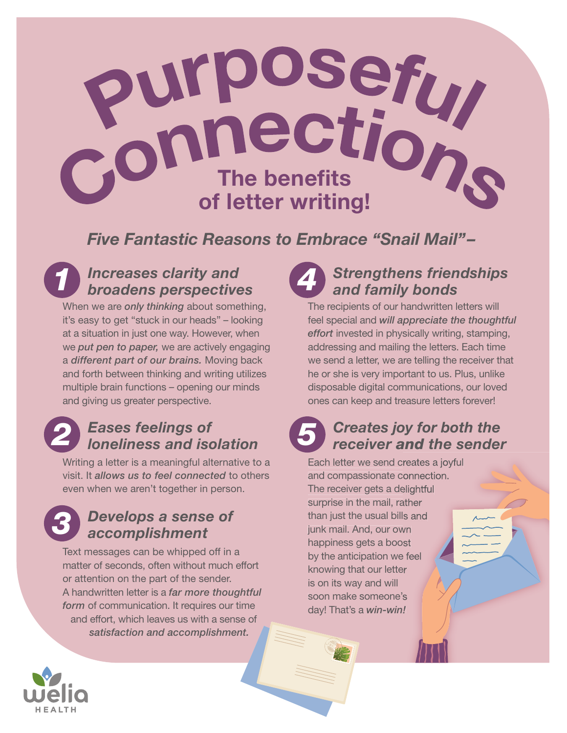# Purposeful Connections

## The benefits of letter writing!

### *Five Fantastic Reasons to Embrace "Snail Mail"–*

### 1 *Increases clarity and broadens perspectives*

When we are ***only thinking*** about something, it's easy to get "stuck in our heads" – looking at a situation in just one way. However, when we ***put pen to paper,*** we are actively engaging a ***different part of our brains.*** Moving back and forth between thinking and writing utilizes multiple brain functions – opening our minds and giving us greater perspective.

### 2 *Eases feelings of loneliness and isolation*

Writing a letter is a meaningful alternative to a visit. It ***allows us to feel connected*** to others even when we aren't together in person.

### 3 *Develops a sense of accomplishment*

Text messages can be whipped off in a matter of seconds, often without much effort or attention on the part of the sender. A handwritten letter is a ***far more thoughtful form*** of communication. It requires our time and effort, which leaves us with a sense of ***satisfaction and accomplishment.***

### 4 *Strengthens friendships and family bonds*

The recipients of our handwritten letters will feel special and ***will appreciate the thoughtful effort*** invested in physically writing, stamping, addressing and mailing the letters. Each time we send a letter, we are telling the receiver that he or she is very important to us. Plus, unlike disposable digital communications, our loved ones can keep and treasure letters forever!

### 5 *Creates joy for both the receiver and the sender*

Each letter we send creates a joyful and compassionate connection. The receiver gets a delightful surprise in the mail, rather than just the usual bills and junk mail. And, our own happiness gets a boost by the anticipation we feel knowing that our letter is on its way and will soon make someone's day! That's a ***win-win!***

welia HEALTH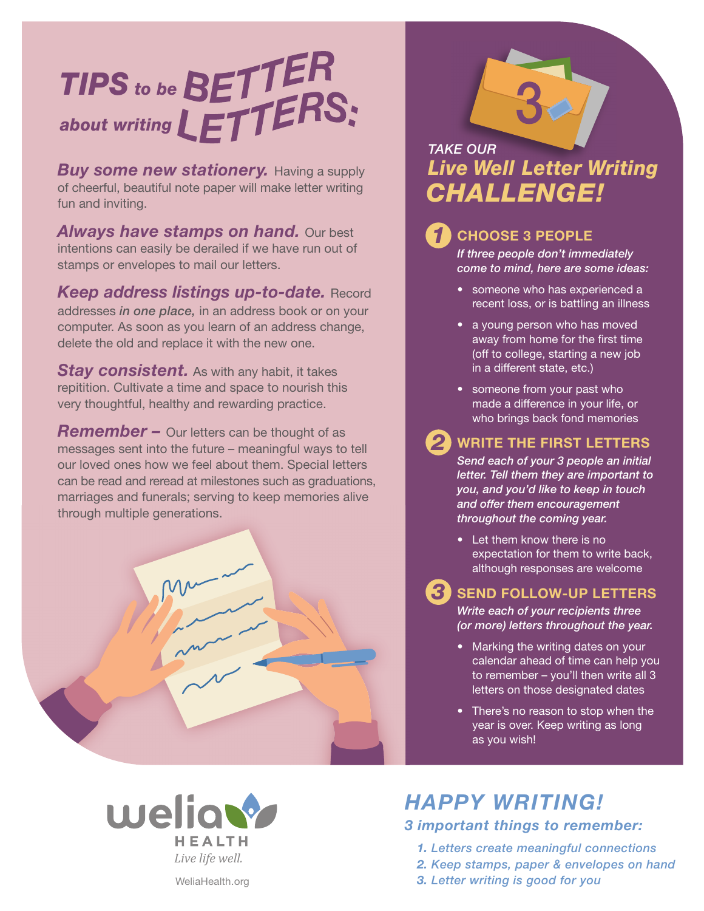# TIPS to be BETTER about writing LETTERS:

***Buy some new stationery.*** Having a supply of cheerful, beautiful note paper will make letter writing fun and inviting.

***Always have stamps on hand.*** Our best intentions can easily be derailed if we have run out of stamps or envelopes to mail our letters.

***Keep address listings up-to-date.*** Record addresses ***in one place,*** in an address book or on your computer. As soon as you learn of an address change, delete the old and replace it with the new one.

***Stay consistent.*** As with any habit, it takes repitition. Cultivate a time and space to nourish this very thoughtful, healthy and rewarding practice.

***Remember –*** Our letters can be thought of as messages sent into the future – meaningful ways to tell our loved ones how we feel about them. Special letters can be read and reread at milestones such as graduations, marriages and funerals; serving to keep memories alive through multiple generations.

*TAKE OUR*

## *Live Well Letter Writing CHALLENGE!*

### 1 CHOOSE 3 PEOPLE

*If three people don't immediately come to mind, here are some ideas:*

- someone who has experienced a recent loss, or is battling an illness
- a young person who has moved away from home for the first time (off to college, starting a new job in a different state, etc.)
- someone from your past who made a difference in your life, or who brings back fond memories

### 2 WRITE THE FIRST LETTERS

*Send each of your 3 people an initial letter. Tell them they are important to you, and you'd like to keep in touch and offer them encouragement throughout the coming year.*

- Let them know there is no expectation for them to write back, although responses are welcome

### 3 SEND FOLLOW-UP LETTERS

*Write each of your recipients three (or more) letters throughout the year.*

- Marking the writing dates on your calendar ahead of time can help you to remember – you'll then write all 3 letters on those designated dates
- There's no reason to stop when the year is over. Keep writing as long as you wish!

welia HEALTH

*Live life well.*

WeliaHealth.org

## *HAPPY WRITING!*

*3 important things to remember:*

1. *Letters create meaningful connections*
2. *Keep stamps, paper & envelopes on hand*
3. *Letter writing is good for you*